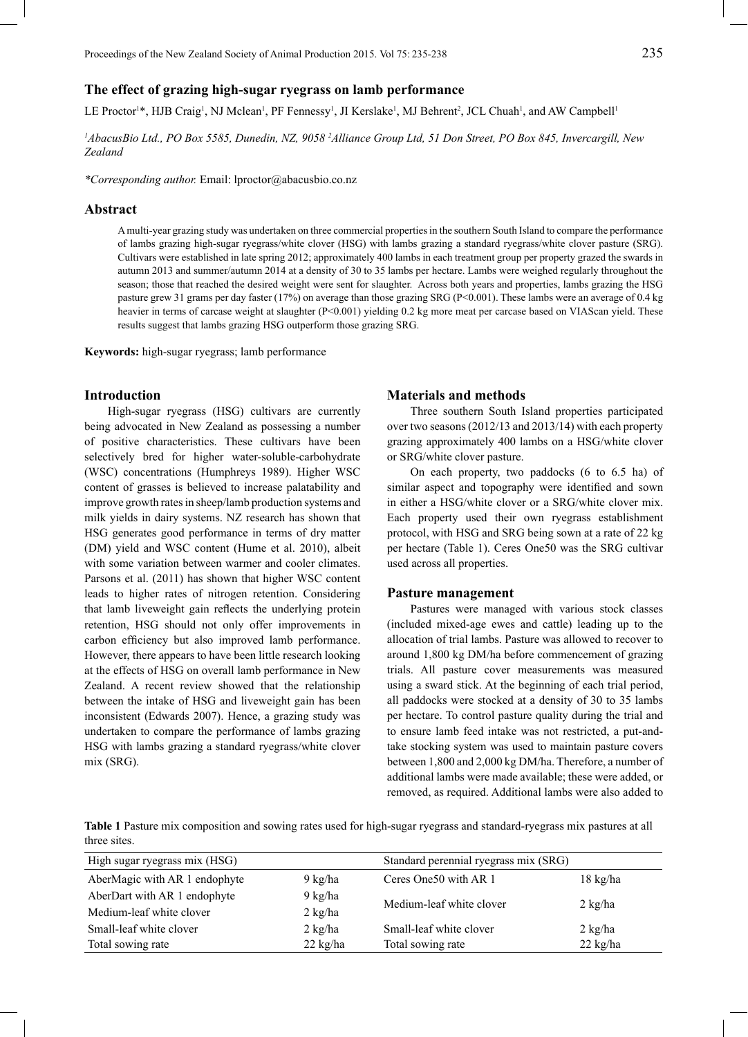# The effect of grazing high-sugar ryegrass on lamb performance

LE Proctor[1]*, HJB Craig[1], NJ Mclean[1], PF Fennessy[1], JI Kerslake[1], MJ Behrent[2], JCL Chuah[1], and AW Campbell[1]

*[1]AbacusBio Ltd., PO Box 5585, Dunedin, NZ, 9058 [2]Alliance Group Ltd, 51 Don Street, PO Box 845, Invercargill, New Zealand*

*\*Corresponding author.* Email: lproctor@abacusbio.co.nz

## Abstract

A multi-year grazing study was undertaken on three commercial properties in the southern South Island to compare the performance of lambs grazing high-sugar ryegrass/white clover (HSG) with lambs grazing a standard ryegrass/white clover pasture (SRG). Cultivars were established in late spring 2012; approximately 400 lambs in each treatment group per property grazed the swards in autumn 2013 and summer/autumn 2014 at a density of 30 to 35 lambs per hectare. Lambs were weighed regularly throughout the season; those that reached the desired weight were sent for slaughter. Across both years and properties, lambs grazing the HSG pasture grew 31 grams per day faster (17%) on average than those grazing SRG ($P<0.001$). These lambs were an average of 0.4 kg heavier in terms of carcase weight at slaughter ($P<0.001$) yielding 0.2 kg more meat per carcase based on VIAScan yield. These results suggest that lambs grazing HSG outperform those grazing SRG.

**Keywords:** high-sugar ryegrass; lamb performance

## Introduction

High-sugar ryegrass (HSG) cultivars are currently being advocated in New Zealand as possessing a number of positive characteristics. These cultivars have been selectively bred for higher water-soluble-carbohydrate (WSC) concentrations (Humphreys 1989). Higher WSC content of grasses is believed to increase palatability and improve growth rates in sheep/lamb production systems and milk yields in dairy systems. NZ research has shown that HSG generates good performance in terms of dry matter (DM) yield and WSC content (Hume et al. 2010), albeit with some variation between warmer and cooler climates. Parsons et al. (2011) has shown that higher WSC content leads to higher rates of nitrogen retention. Considering that lamb liveweight gain reflects the underlying protein retention, HSG should not only offer improvements in carbon efficiency but also improved lamb performance. However, there appears to have been little research looking at the effects of HSG on overall lamb performance in New Zealand. A recent review showed that the relationship between the intake of HSG and liveweight gain has been inconsistent (Edwards 2007). Hence, a grazing study was undertaken to compare the performance of lambs grazing HSG with lambs grazing a standard ryegrass/white clover mix (SRG).

## Materials and methods

Three southern South Island properties participated over two seasons (2012/13 and 2013/14) with each property grazing approximately 400 lambs on a HSG/white clover or SRG/white clover pasture.

On each property, two paddocks (6 to 6.5 ha) of similar aspect and topography were identified and sown in either a HSG/white clover or a SRG/white clover mix. Each property used their own ryegrass establishment protocol, with HSG and SRG being sown at a rate of 22 kg per hectare (Table 1). Ceres One50 was the SRG cultivar used across all properties.

### Pasture management

Pastures were managed with various stock classes (included mixed-age ewes and cattle) leading up to the allocation of trial lambs. Pasture was allowed to recover to around 1,800 kg DM/ha before commencement of grazing trials. All pasture cover measurements was measured using a sward stick. At the beginning of each trial period, all paddocks were stocked at a density of 30 to 35 lambs per hectare. To control pasture quality during the trial and to ensure lamb feed intake was not restricted, a put-and-take stocking system was used to maintain pasture covers between 1,800 and 2,000 kg DM/ha. Therefore, a number of additional lambs were made available; these were added, or removed, as required. Additional lambs were also added to

**Table 1** Pasture mix composition and sowing rates used for high-sugar ryegrass and standard-ryegrass mix pastures at all three sites.

| High sugar ryegrass mix (HSG) | | Standard perennial ryegrass mix (SRG) | |
|---|---|---|---|
| AberMagic with AR 1 endophyte | 9 kg/ha | Ceres One50 with AR 1 | 18 kg/ha |
| AberDart with AR 1 endophyte | 9 kg/ha | Medium-leaf white clover | 2 kg/ha |
| Medium-leaf white clover | 2 kg/ha | | |
| Small-leaf white clover | 2 kg/ha | Small-leaf white clover | 2 kg/ha |
| Total sowing rate | 22 kg/ha | Total sowing rate | 22 kg/ha |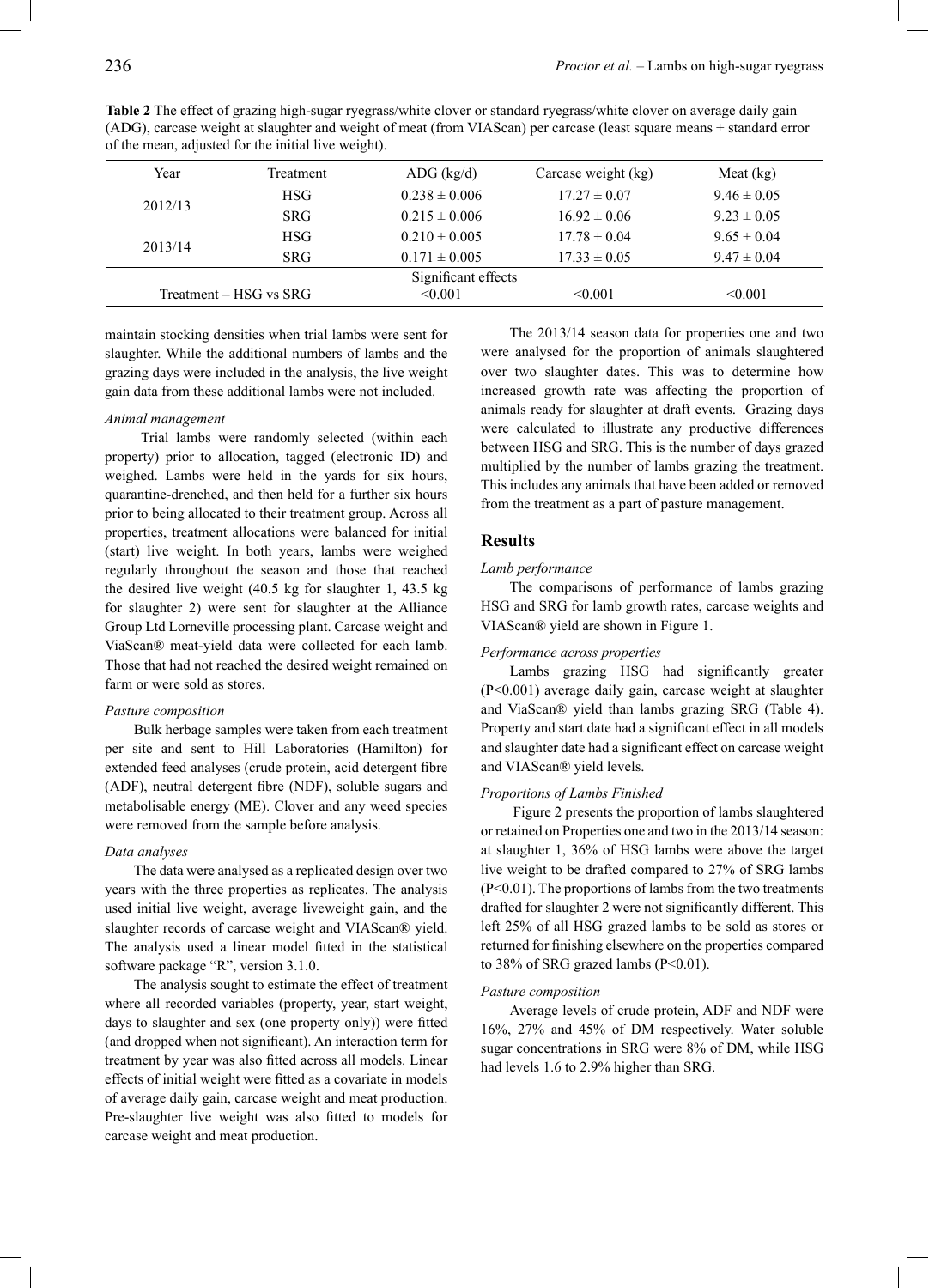**Table 2** The effect of grazing high-sugar ryegrass/white clover or standard ryegrass/white clover on average daily gain (ADG), carcase weight at slaughter and weight of meat (from VIAScan) per carcase (least square means ± standard error of the mean, adjusted for the initial live weight).

| Year | Treatment | ADG (kg/d) | Carcase weight (kg) | Meat (kg) |
|---|---|---|---|---|
| 2012/13 | HSG | 0.238 ± 0.006 | 17.27 ± 0.07 | 9.46 ± 0.05 |
| | SRG | 0.215 ± 0.006 | 16.92 ± 0.06 | 9.23 ± 0.05 |
| 2013/14 | HSG | 0.210 ± 0.005 | 17.78 ± 0.04 | 9.65 ± 0.04 |
| | SRG | 0.171 ± 0.005 | 17.33 ± 0.05 | 9.47 ± 0.04 |
| | | Significant effects | | |
| Treatment – HSG vs SRG | | <0.001 | <0.001 | <0.001 |

maintain stocking densities when trial lambs were sent for slaughter. While the additional numbers of lambs and the grazing days were included in the analysis, the live weight gain data from these additional lambs were not included.

*Animal management*

Trial lambs were randomly selected (within each property) prior to allocation, tagged (electronic ID) and weighed. Lambs were held in the yards for six hours, quarantine-drenched, and then held for a further six hours prior to being allocated to their treatment group. Across all properties, treatment allocations were balanced for initial (start) live weight. In both years, lambs were weighed regularly throughout the season and those that reached the desired live weight (40.5 kg for slaughter 1, 43.5 kg for slaughter 2) were sent for slaughter at the Alliance Group Ltd Lorneville processing plant. Carcase weight and ViaScan® meat-yield data were collected for each lamb. Those that had not reached the desired weight remained on farm or were sold as stores.

*Pasture composition*

Bulk herbage samples were taken from each treatment per site and sent to Hill Laboratories (Hamilton) for extended feed analyses (crude protein, acid detergent fibre (ADF), neutral detergent fibre (NDF), soluble sugars and metabolisable energy (ME). Clover and any weed species were removed from the sample before analysis.

*Data analyses*

The data were analysed as a replicated design over two years with the three properties as replicates. The analysis used initial live weight, average liveweight gain, and the slaughter records of carcase weight and VIAScan® yield. The analysis used a linear model fitted in the statistical software package "R", version 3.1.0.

The analysis sought to estimate the effect of treatment where all recorded variables (property, year, start weight, days to slaughter and sex (one property only)) were fitted (and dropped when not significant). An interaction term for treatment by year was also fitted across all models. Linear effects of initial weight were fitted as a covariate in models of average daily gain, carcase weight and meat production. Pre-slaughter live weight was also fitted to models for carcase weight and meat production.

The 2013/14 season data for properties one and two were analysed for the proportion of animals slaughtered over two slaughter dates. This was to determine how increased growth rate was affecting the proportion of animals ready for slaughter at draft events. Grazing days were calculated to illustrate any productive differences between HSG and SRG. This is the number of days grazed multiplied by the number of lambs grazing the treatment. This includes any animals that have been added or removed from the treatment as a part of pasture management.

## Results

*Lamb performance*

The comparisons of performance of lambs grazing HSG and SRG for lamb growth rates, carcase weights and VIAScan® yield are shown in Figure 1.

*Performance across properties*

Lambs grazing HSG had significantly greater ($P<0.001$) average daily gain, carcase weight at slaughter and ViaScan® yield than lambs grazing SRG (Table 4). Property and start date had a significant effect in all models and slaughter date had a significant effect on carcase weight and VIAScan® yield levels.

*Proportions of Lambs Finished*

Figure 2 presents the proportion of lambs slaughtered or retained on Properties one and two in the 2013/14 season: at slaughter 1, 36% of HSG lambs were above the target live weight to be drafted compared to 27% of SRG lambs ($P<0.01$). The proportions of lambs from the two treatments drafted for slaughter 2 were not significantly different. This left 25% of all HSG grazed lambs to be sold as stores or returned for finishing elsewhere on the properties compared to 38% of SRG grazed lambs ($P<0.01$).

*Pasture composition*

Average levels of crude protein, ADF and NDF were 16%, 27% and 45% of DM respectively. Water soluble sugar concentrations in SRG were 8% of DM, while HSG had levels 1.6 to 2.9% higher than SRG.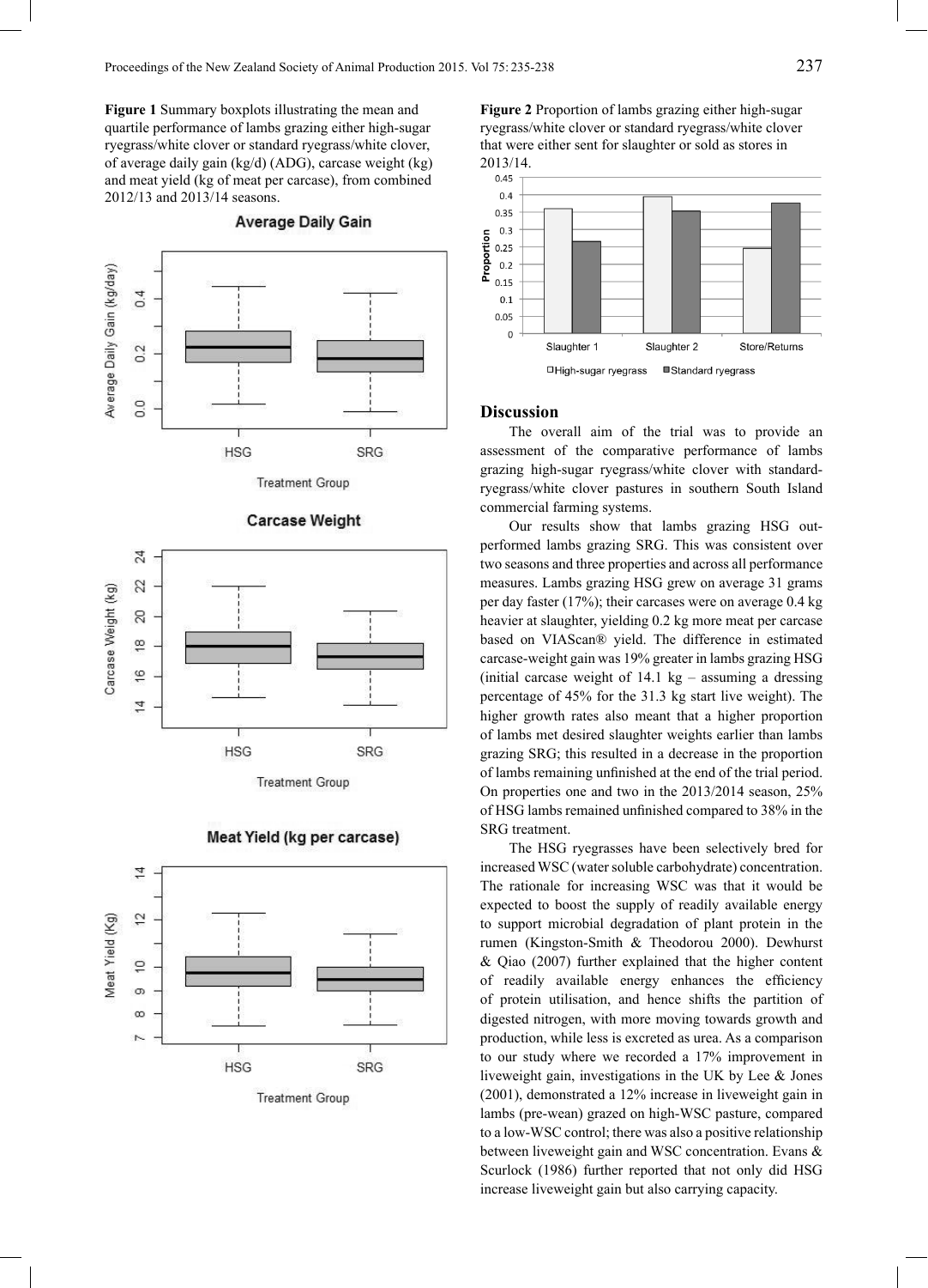**Figure 1** Summary boxplots illustrating the mean and quartile performance of lambs grazing either high-sugar ryegrass/white clover or standard ryegrass/white clover, of average daily gain (kg/d) (ADG), carcase weight (kg) and meat yield (kg of meat per carcase), from combined 2012/13 and 2013/14 seasons.

**Figure 2** Proportion of lambs grazing either high-sugar ryegrass/white clover or standard ryegrass/white clover that were either sent for slaughter or sold as stores in 2013/14.

## Discussion

The overall aim of the trial was to provide an assessment of the comparative performance of lambs grazing high-sugar ryegrass/white clover with standard-ryegrass/white clover pastures in southern South Island commercial farming systems.

Our results show that lambs grazing HSG out-performed lambs grazing SRG. This was consistent over two seasons and three properties and across all performance measures. Lambs grazing HSG grew on average 31 grams per day faster (17%); their carcases were on average 0.4 kg heavier at slaughter, yielding 0.2 kg more meat per carcase based on VIAScan® yield. The difference in estimated carcase-weight gain was 19% greater in lambs grazing HSG (initial carcase weight of 14.1 kg – assuming a dressing percentage of 45% for the 31.3 kg start live weight). The higher growth rates also meant that a higher proportion of lambs met desired slaughter weights earlier than lambs grazing SRG; this resulted in a decrease in the proportion of lambs remaining unfinished at the end of the trial period. On properties one and two in the 2013/2014 season, 25% of HSG lambs remained unfinished compared to 38% in the SRG treatment.

The HSG ryegrasses have been selectively bred for increased WSC (water soluble carbohydrate) concentration. The rationale for increasing WSC was that it would be expected to boost the supply of readily available energy to support microbial degradation of plant protein in the rumen (Kingston-Smith & Theodorou 2000). Dewhurst & Qiao (2007) further explained that the higher content of readily available energy enhances the efficiency of protein utilisation, and hence shifts the partition of digested nitrogen, with more moving towards growth and production, while less is excreted as urea. As a comparison to our study where we recorded a 17% improvement in liveweight gain, investigations in the UK by Lee & Jones (2001), demonstrated a 12% increase in liveweight gain in lambs (pre-wean) grazed on high-WSC pasture, compared to a low-WSC control; there was also a positive relationship between liveweight gain and WSC concentration. Evans & Scurlock (1986) further reported that not only did HSG increase liveweight gain but also carrying capacity.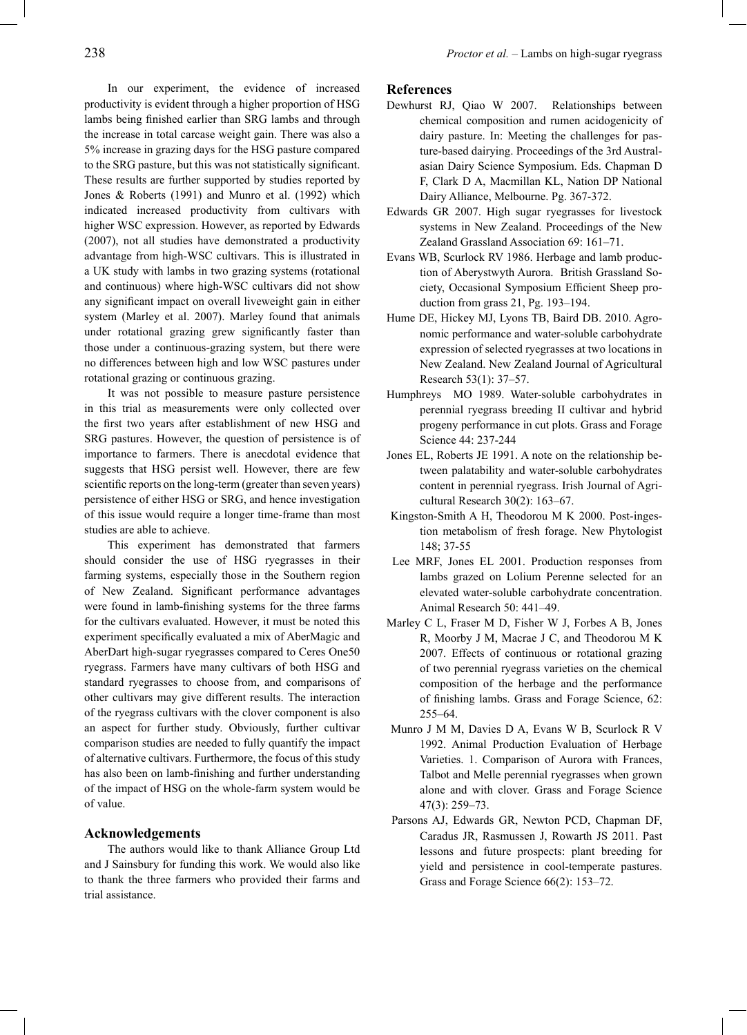In our experiment, the evidence of increased productivity is evident through a higher proportion of HSG lambs being finished earlier than SRG lambs and through the increase in total carcase weight gain. There was also a 5% increase in grazing days for the HSG pasture compared to the SRG pasture, but this was not statistically significant. These results are further supported by studies reported by Jones & Roberts (1991) and Munro et al. (1992) which indicated increased productivity from cultivars with higher WSC expression. However, as reported by Edwards (2007), not all studies have demonstrated a productivity advantage from high-WSC cultivars. This is illustrated in a UK study with lambs in two grazing systems (rotational and continuous) where high-WSC cultivars did not show any significant impact on overall liveweight gain in either system (Marley et al. 2007). Marley found that animals under rotational grazing grew significantly faster than those under a continuous-grazing system, but there were no differences between high and low WSC pastures under rotational grazing or continuous grazing.

It was not possible to measure pasture persistence in this trial as measurements were only collected over the first two years after establishment of new HSG and SRG pastures. However, the question of persistence is of importance to farmers. There is anecdotal evidence that suggests that HSG persist well. However, there are few scientific reports on the long-term (greater than seven years) persistence of either HSG or SRG, and hence investigation of this issue would require a longer time-frame than most studies are able to achieve.

This experiment has demonstrated that farmers should consider the use of HSG ryegrasses in their farming systems, especially those in the Southern region of New Zealand. Significant performance advantages were found in lamb-finishing systems for the three farms for the cultivars evaluated. However, it must be noted this experiment specifically evaluated a mix of AberMagic and AberDart high-sugar ryegrasses compared to Ceres One50 ryegrass. Farmers have many cultivars of both HSG and standard ryegrasses to choose from, and comparisons of other cultivars may give different results. The interaction of the ryegrass cultivars with the clover component is also an aspect for further study. Obviously, further cultivar comparison studies are needed to fully quantify the impact of alternative cultivars. Furthermore, the focus of this study has also been on lamb-finishing and further understanding of the impact of HSG on the whole-farm system would be of value.

## Acknowledgements

The authors would like to thank Alliance Group Ltd and J Sainsbury for funding this work. We would also like to thank the three farmers who provided their farms and trial assistance.

## References

Dewhurst RJ, Qiao W 2007. Relationships between chemical composition and rumen acidogenicity of dairy pasture. In: Meeting the challenges for pasture-based dairying. Proceedings of the 3rd Australasian Dairy Science Symposium. Eds. Chapman D F, Clark D A, Macmillan KL, Nation DP National Dairy Alliance, Melbourne. Pg. 367-372.

Edwards GR 2007. High sugar ryegrasses for livestock systems in New Zealand. Proceedings of the New Zealand Grassland Association 69: 161–71.

Evans WB, Scurlock RV 1986. Herbage and lamb production of Aberystwyth Aurora. British Grassland Society, Occasional Symposium Efficient Sheep production from grass 21, Pg. 193–194.

Hume DE, Hickey MJ, Lyons TB, Baird DB. 2010. Agronomic performance and water-soluble carbohydrate expression of selected ryegrasses at two locations in New Zealand. New Zealand Journal of Agricultural Research 53(1): 37–57.

Humphreys MO 1989. Water-soluble carbohydrates in perennial ryegrass breeding II cultivar and hybrid progeny performance in cut plots. Grass and Forage Science 44: 237-244

Jones EL, Roberts JE 1991. A note on the relationship between palatability and water-soluble carbohydrates content in perennial ryegrass. Irish Journal of Agricultural Research 30(2): 163–67.

Kingston-Smith A H, Theodorou M K 2000. Post-ingestion metabolism of fresh forage. New Phytologist 148; 37-55

Lee MRF, Jones EL 2001. Production responses from lambs grazed on Lolium Perenne selected for an elevated water-soluble carbohydrate concentration. Animal Research 50: 441–49.

Marley C L, Fraser M D, Fisher W J, Forbes A B, Jones R, Moorby J M, Macrae J C, and Theodorou M K 2007. Effects of continuous or rotational grazing of two perennial ryegrass varieties on the chemical composition of the herbage and the performance of finishing lambs. Grass and Forage Science, 62: 255–64.

Munro J M M, Davies D A, Evans W B, Scurlock R V 1992. Animal Production Evaluation of Herbage Varieties. 1. Comparison of Aurora with Frances, Talbot and Melle perennial ryegrasses when grown alone and with clover. Grass and Forage Science 47(3): 259–73.

Parsons AJ, Edwards GR, Newton PCD, Chapman DF, Caradus JR, Rasmussen J, Rowarth JS 2011. Past lessons and future prospects: plant breeding for yield and persistence in cool-temperate pastures. Grass and Forage Science 66(2): 153–72.